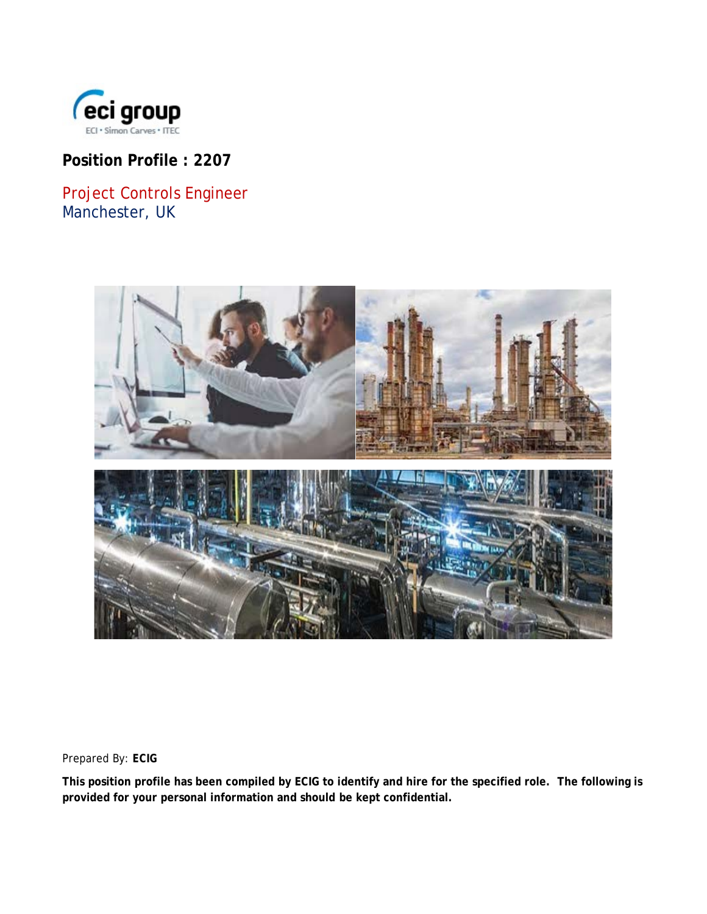eci group

ECI • Simon Carves • ITEC

**Position Profile : 2207**

Project Controls Engineer
Manchester, UK

Prepared By: **ECIG**

**This position profile has been compiled by ECIG to identify and hire for the specified role. The following is provided for your personal information and should be kept confidential.**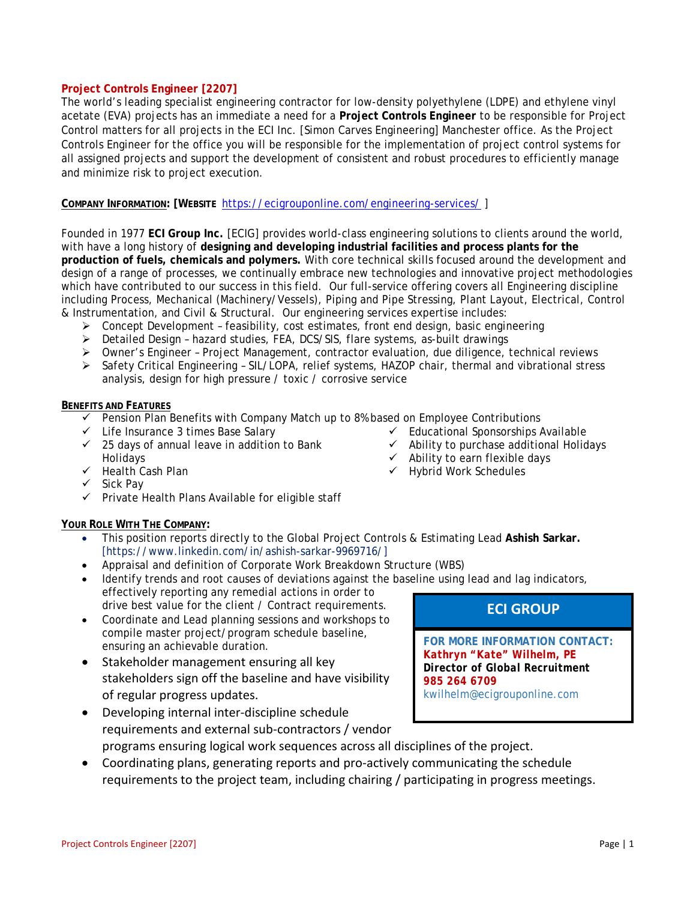## Project Controls Engineer [2207]

The world's leading specialist engineering contractor for low-density polyethylene (LDPE) and ethylene vinyl acetate (EVA) projects has an immediate a need for a **Project Controls Engineer** to be responsible for Project Control matters for all projects in the ECI Inc. [Simon Carves Engineering] Manchester office. As the Project Controls Engineer for the office you will be responsible for the implementation of project control systems for all assigned projects and support the development of consistent and robust procedures to efficiently manage and minimize risk to project execution.

**COMPANY INFORMATION: [WEBSITE** https://ecigrouponline.com/engineering-services/ **]**

Founded in 1977 **ECI Group Inc.** [ECIG] provides world-class engineering solutions to clients around the world, with have a long history of **designing and developing industrial facilities and process plants for the production of fuels, chemicals and polymers.** With core technical skills focused around the development and design of a range of processes, we continually embrace new technologies and innovative project methodologies which have contributed to our success in this field. Our full-service offering covers all Engineering discipline including Process, Mechanical (Machinery/Vessels), Piping and Pipe Stressing, Plant Layout, Electrical, Control & Instrumentation, and Civil & Structural. Our engineering services expertise includes:

- Concept Development – feasibility, cost estimates, front end design, basic engineering
- Detailed Design – hazard studies, FEA, DCS/SIS, flare systems, as-built drawings
- Owner's Engineer – Project Management, contractor evaluation, due diligence, technical reviews
- Safety Critical Engineering – SIL/LOPA, relief systems, HAZOP chair, thermal and vibrational stress analysis, design for high pressure / toxic / corrosive service

**BENEFITS AND FEATURES**

- ✓ Pension Plan Benefits with Company Match up to 8% based on Employee Contributions
- ✓ Life Insurance 3 times Base Salary
- ✓ 25 days of annual leave in addition to Bank Holidays
- ✓ Health Cash Plan
- ✓ Sick Pay
- ✓ Private Health Plans Available for eligible staff
- ✓ Educational Sponsorships Available
- ✓ Ability to purchase additional Holidays
- ✓ Ability to earn flexible days
- ✓ Hybrid Work Schedules

**YOUR ROLE WITH THE COMPANY:**

- This position reports directly to the Global Project Controls & Estimating Lead **Ashish Sarkar.** [https://www.linkedin.com/in/ashish-sarkar-9969716/]
- Appraisal and definition of Corporate Work Breakdown Structure (WBS)
- Identify trends and root causes of deviations against the baseline using lead and lag indicators, effectively reporting any remedial actions in order to drive best value for the client / Contract requirements.
- Coordinate and Lead planning sessions and workshops to compile master project/program schedule baseline, ensuring an achievable duration.
- Stakeholder management ensuring all key stakeholders sign off the baseline and have visibility of regular progress updates.
- Developing internal inter-discipline schedule requirements and external sub-contractors / vendor programs ensuring logical work sequences across all disciplines of the project.
- Coordinating plans, generating reports and pro-actively communicating the schedule requirements to the project team, including chairing / participating in progress meetings.

**ECI GROUP**

**FOR MORE INFORMATION CONTACT:**
**Kathryn "Kate" Wilhelm, PE**
**Director of Global Recruitment**
**985 264 6709**
kwilhelm@ecigrouponline.com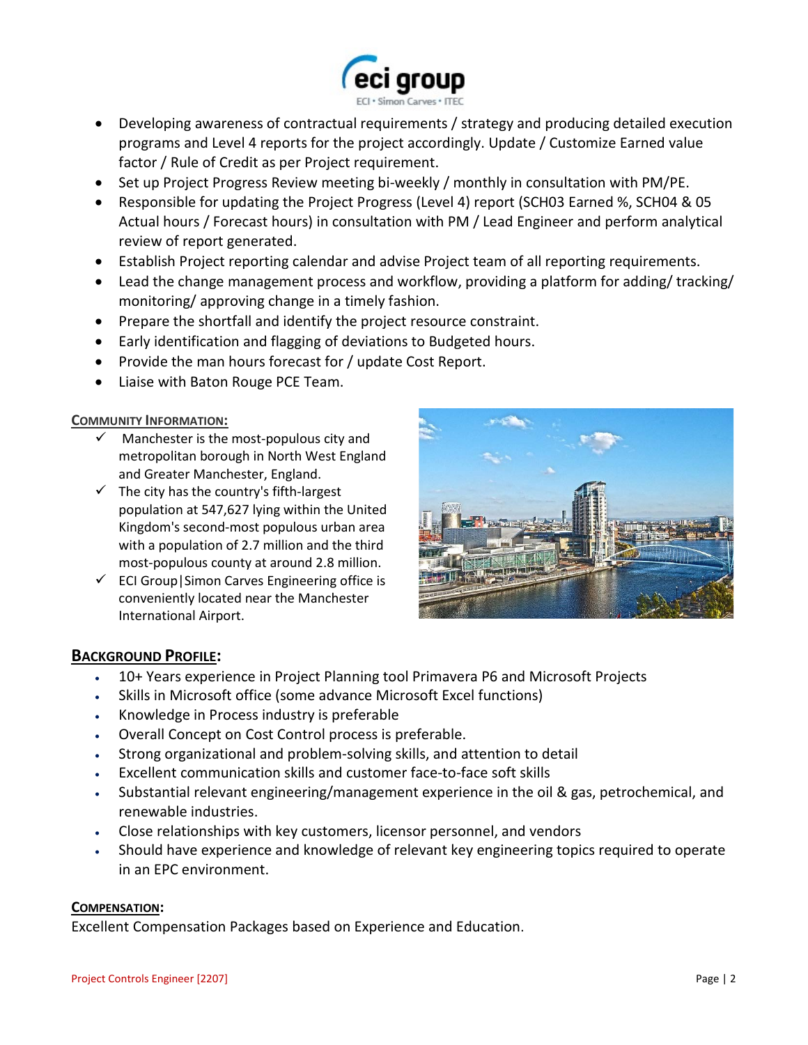- Developing awareness of contractual requirements / strategy and producing detailed execution programs and Level 4 reports for the project accordingly. Update / Customize Earned value factor / Rule of Credit as per Project requirement.
- Set up Project Progress Review meeting bi-weekly / monthly in consultation with PM/PE.
- Responsible for updating the Project Progress (Level 4) report (SCH03 Earned %, SCH04 & 05 Actual hours / Forecast hours) in consultation with PM / Lead Engineer and perform analytical review of report generated.
- Establish Project reporting calendar and advise Project team of all reporting requirements.
- Lead the change management process and workflow, providing a platform for adding/ tracking/ monitoring/ approving change in a timely fashion.
- Prepare the shortfall and identify the project resource constraint.
- Early identification and flagging of deviations to Budgeted hours.
- Provide the man hours forecast for / update Cost Report.
- Liaise with Baton Rouge PCE Team.

**COMMUNITY INFORMATION:**

- ✓ Manchester is the most-populous city and metropolitan borough in North West England and Greater Manchester, England.
- ✓ The city has the country's fifth-largest population at 547,627 lying within the United Kingdom's second-most populous urban area with a population of 2.7 million and the third most-populous county at around 2.8 million.
- ✓ ECI Group|Simon Carves Engineering office is conveniently located near the Manchester International Airport.

## BACKGROUND PROFILE:

- 10+ Years experience in Project Planning tool Primavera P6 and Microsoft Projects
- Skills in Microsoft office (some advance Microsoft Excel functions)
- Knowledge in Process industry is preferable
- Overall Concept on Cost Control process is preferable.
- Strong organizational and problem-solving skills, and attention to detail
- Excellent communication skills and customer face-to-face soft skills
- Substantial relevant engineering/management experience in the oil & gas, petrochemical, and renewable industries.
- Close relationships with key customers, licensor personnel, and vendors
- Should have experience and knowledge of relevant key engineering topics required to operate in an EPC environment.

**COMPENSATION:**

Excellent Compensation Packages based on Experience and Education.